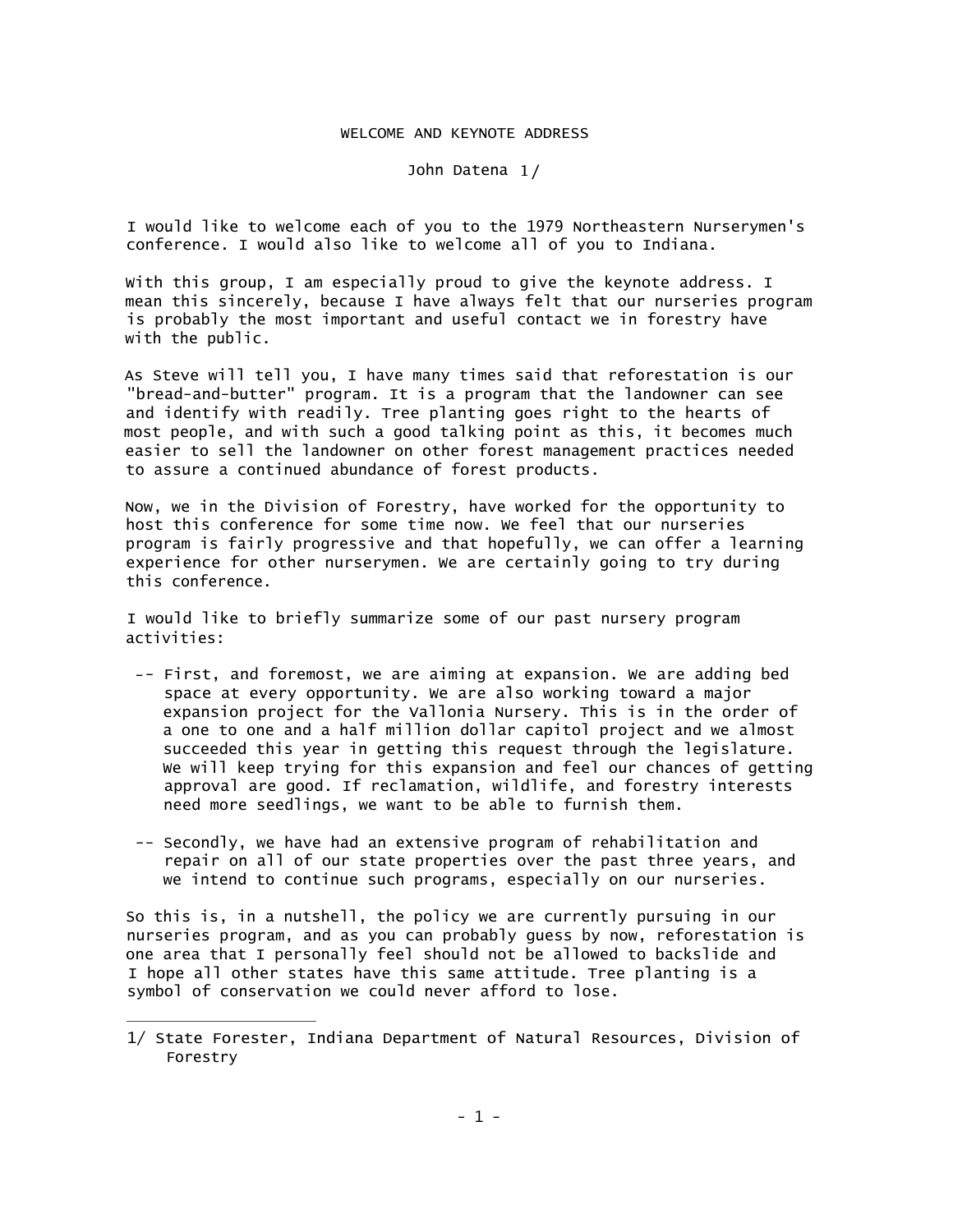# WELCOME AND KEYNOTE ADDRESS

John Datena [1/]

I would like to welcome each of you to the 1979 Northeastern Nurserymen's conference. I would also like to welcome all of you to Indiana.

With this group, I am especially proud to give the keynote address. I mean this sincerely, because I have always felt that our nurseries program is probably the most important and useful contact we in forestry have with the public.

As Steve will tell you, I have many times said that reforestation is our "bread-and-butter" program. It is a program that the landowner can see and identify with readily. Tree planting goes right to the hearts of most people, and with such a good talking point as this, it becomes much easier to sell the landowner on other forest management practices needed to assure a continued abundance of forest products.

Now, we in the Division of Forestry, have worked for the opportunity to host this conference for some time now. We feel that our nurseries program is fairly progressive and that hopefully, we can offer a learning experience for other nurserymen. We are certainly going to try during this conference.

I would like to briefly summarize some of our past nursery program activities:

- -- First, and foremost, we are aiming at expansion. We are adding bed space at every opportunity. We are also working toward a major expansion project for the Vallonia Nursery. This is in the order of a one to one and a half million dollar capitol project and we almost succeeded this year in getting this request through the legislature. We will keep trying for this expansion and feel our chances of getting approval are good. If reclamation, wildlife, and forestry interests need more seedlings, we want to be able to furnish them.

- -- Secondly, we have had an extensive program of rehabilitation and repair on all of our state properties over the past three years, and we intend to continue such programs, especially on our nurseries.

So this is, in a nutshell, the policy we are currently pursuing in our nurseries program, and as you can probably guess by now, reforestation is one area that I personally feel should not be allowed to backslide and I hope all other states have this same attitude. Tree planting is a symbol of conservation we could never afford to lose.

---

1/ State Forester, Indiana Department of Natural Resources, Division of Forestry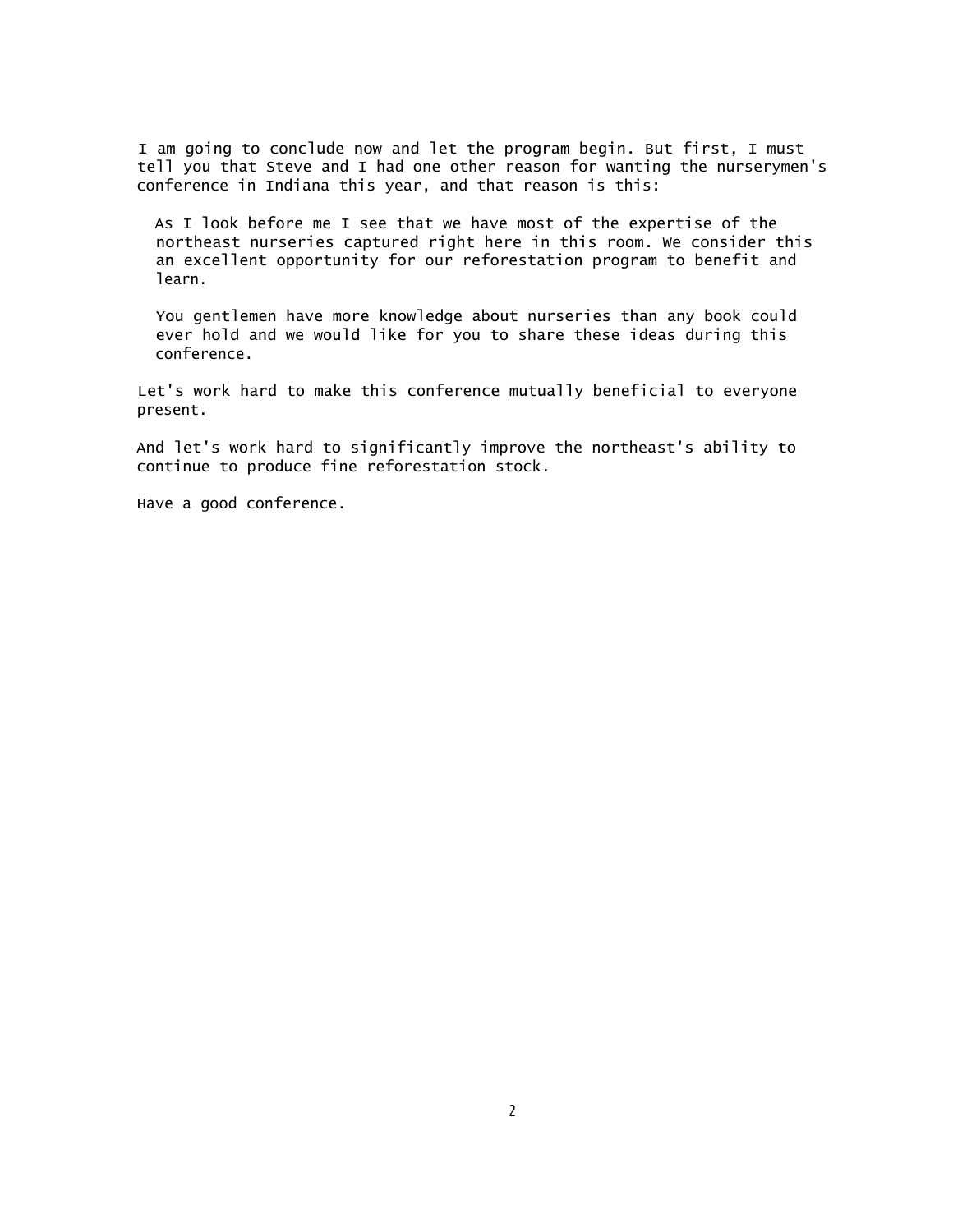I am going to conclude now and let the program begin. But first, I must tell you that Steve and I had one other reason for wanting the nurserymen's conference in Indiana this year, and that reason is this:

> As I look before me I see that we have most of the expertise of the northeast nurseries captured right here in this room. We consider this an excellent opportunity for our reforestation program to benefit and learn.
>
> You gentlemen have more knowledge about nurseries than any book could ever hold and we would like for you to share these ideas during this conference.

Let's work hard to make this conference mutually beneficial to everyone present.

And let's work hard to significantly improve the northeast's ability to continue to produce fine reforestation stock.

Have a good conference.